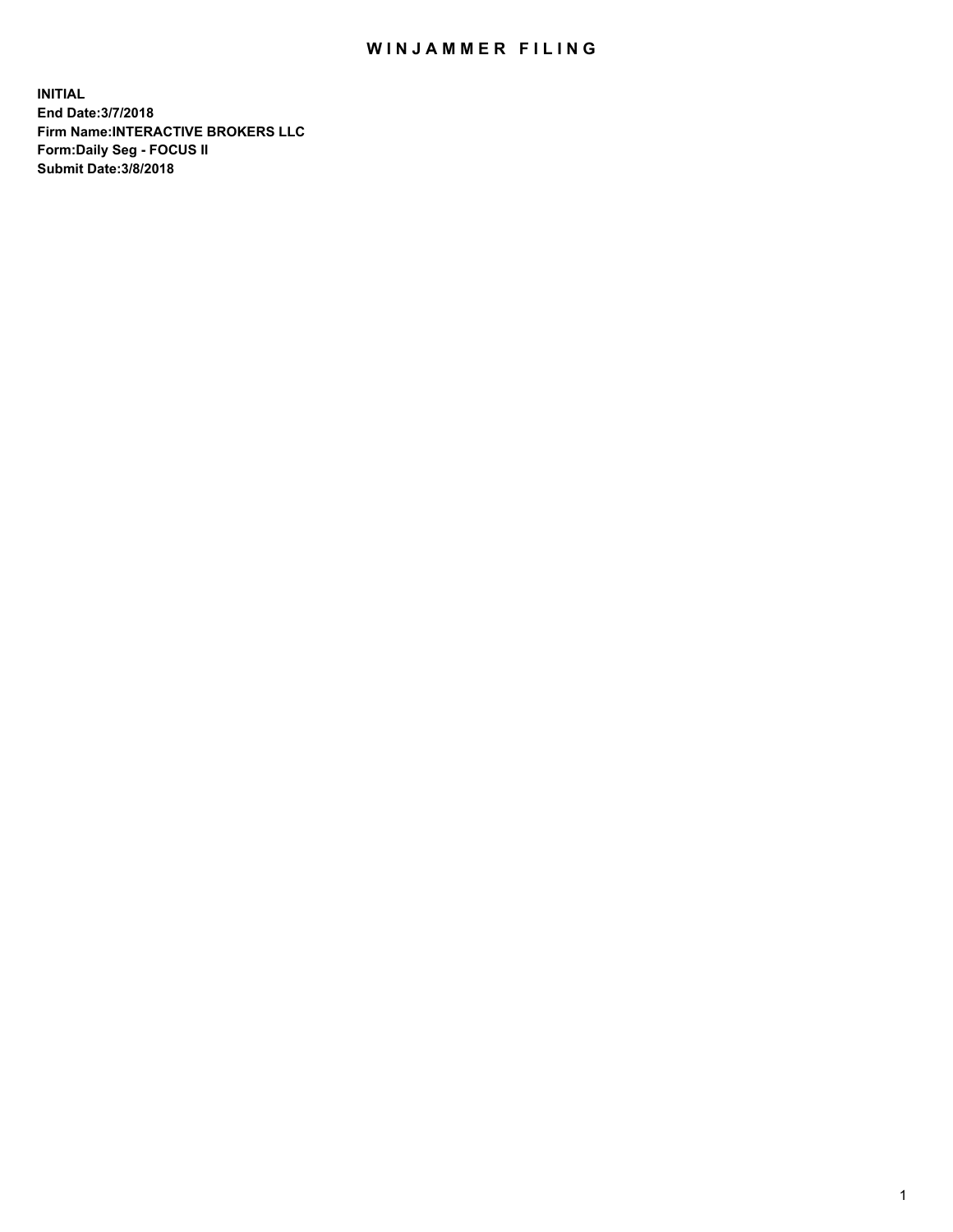# WINJAMMER FILING

**INITIAL**
**End Date:3/7/2018**
**Firm Name:INTERACTIVE BROKERS LLC**
**Form:Daily Seg - FOCUS II**
**Submit Date:3/8/2018**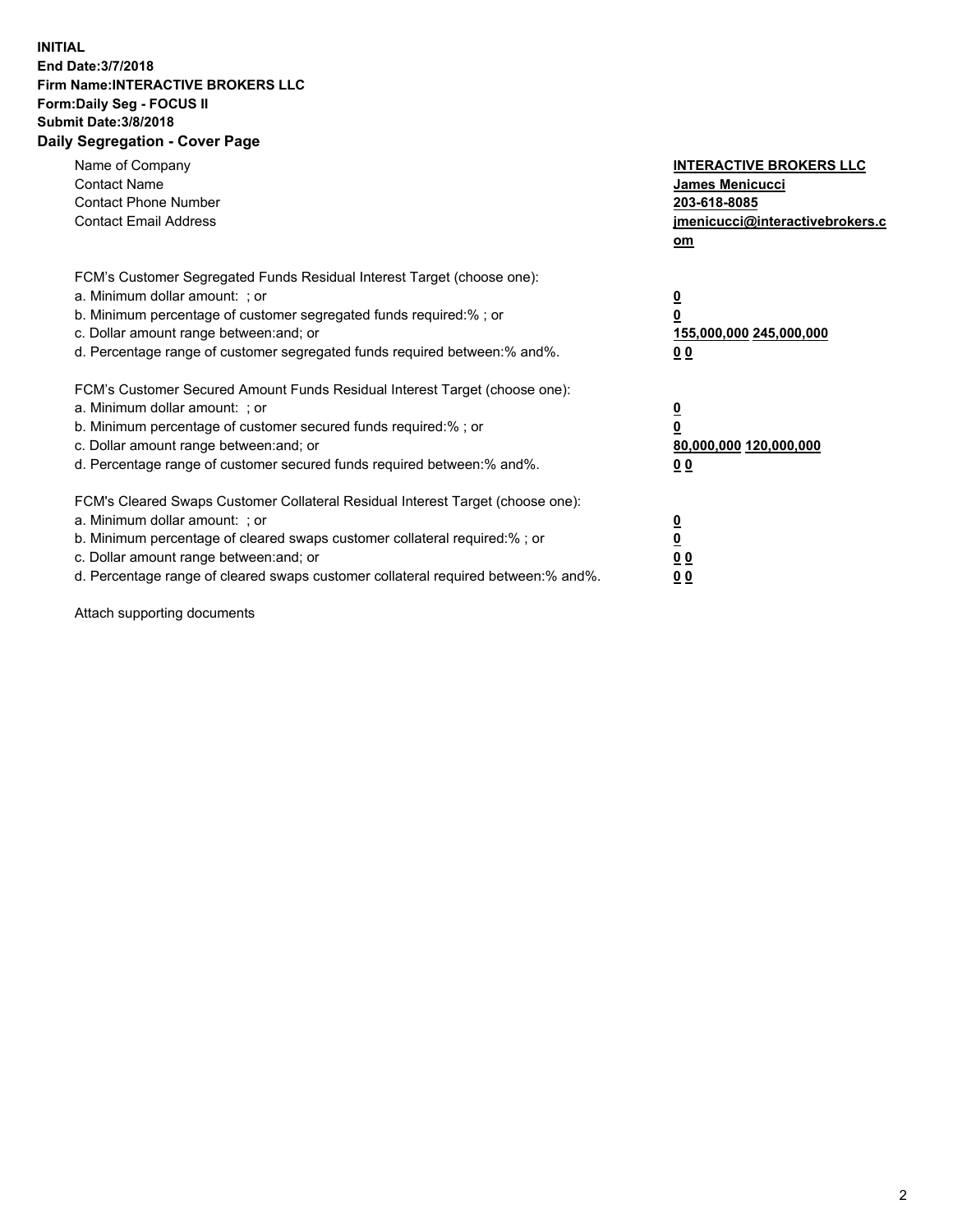**INITIAL**
**End Date:3/7/2018**
**Firm Name:INTERACTIVE BROKERS LLC**
**Form:Daily Seg - FOCUS II**
**Submit Date:3/8/2018**
**Daily Segregation - Cover Page**

| | |
|---|---|
| Name of Company | **INTERACTIVE BROKERS LLC** |
| Contact Name | **James Menicucci** |
| Contact Phone Number | **203-618-8085** |
| Contact Email Address | **jmenicucci@interactivebrokers.com** |

FCM's Customer Segregated Funds Residual Interest Target (choose one):

| | |
|---|---|
| a. Minimum dollar amount: ; or | **0** |
| b. Minimum percentage of customer segregated funds required:% ; or | **0** |
| c. Dollar amount range between:and; or | **155,000,000 245,000,000** |
| d. Percentage range of customer segregated funds required between:% and%. | **0 0** |

FCM's Customer Secured Amount Funds Residual Interest Target (choose one):

| | |
|---|---|
| a. Minimum dollar amount: ; or | **0** |
| b. Minimum percentage of customer secured funds required:% ; or | **0** |
| c. Dollar amount range between:and; or | **80,000,000 120,000,000** |
| d. Percentage range of customer secured funds required between:% and%. | **0 0** |

FCM's Cleared Swaps Customer Collateral Residual Interest Target (choose one):

| | |
|---|---|
| a. Minimum dollar amount: ; or | **0** |
| b. Minimum percentage of cleared swaps customer collateral required:% ; or | **0** |
| c. Dollar amount range between:and; or | **0 0** |
| d. Percentage range of cleared swaps customer collateral required between:% and%. | **0 0** |

Attach supporting documents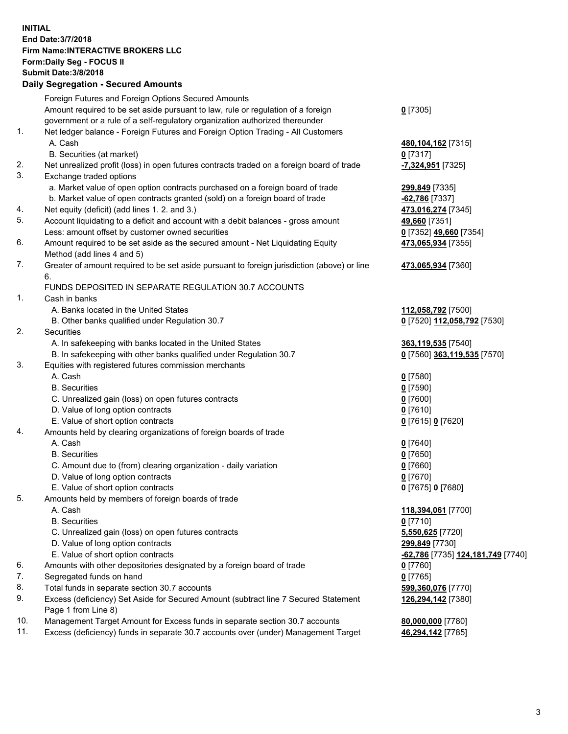**INITIAL**
**End Date:3/7/2018**
**Firm Name:INTERACTIVE BROKERS LLC**
**Form:Daily Seg - FOCUS II**
**Submit Date:3/8/2018**

## Daily Segregation - Secured Amounts

| | | |
|---|---|---|
| | Foreign Futures and Foreign Options Secured Amounts | |
| | Amount required to be set aside pursuant to law, rule or regulation of a foreign government or a rule of a self-regulatory organization authorized thereunder | **0** [7305] |
| 1. | Net ledger balance - Foreign Futures and Foreign Option Trading - All Customers | |
| | A. Cash | **480,104,162** [7315] |
| | B. Securities (at market) | **0** [7317] |
| 2. | Net unrealized profit (loss) in open futures contracts traded on a foreign board of trade | **-7,324,951** [7325] |
| 3. | Exchange traded options | |
| | a. Market value of open option contracts purchased on a foreign board of trade | **299,849** [7335] |
| | b. Market value of open contracts granted (sold) on a foreign board of trade | **-62,786** [7337] |
| 4. | Net equity (deficit) (add lines 1. 2. and 3.) | **473,016,274** [7345] |
| 5. | Account liquidating to a deficit and account with a debit balances - gross amount | **49,660** [7351] |
| | Less: amount offset by customer owned securities | **0** [7352] **49,660** [7354] |
| 6. | Amount required to be set aside as the secured amount - Net Liquidating Equity Method (add lines 4 and 5) | **473,065,934** [7355] |
| 7. | Greater of amount required to be set aside pursuant to foreign jurisdiction (above) or line 6. | **473,065,934** [7360] |
| | FUNDS DEPOSITED IN SEPARATE REGULATION 30.7 ACCOUNTS | |
| 1. | Cash in banks | |
| | A. Banks located in the United States | **112,058,792** [7500] |
| | B. Other banks qualified under Regulation 30.7 | **0** [7520] **112,058,792** [7530] |
| 2. | Securities | |
| | A. In safekeeping with banks located in the United States | **363,119,535** [7540] |
| | B. In safekeeping with other banks qualified under Regulation 30.7 | **0** [7560] **363,119,535** [7570] |
| 3. | Equities with registered futures commission merchants | |
| | A. Cash | **0** [7580] |
| | B. Securities | **0** [7590] |
| | C. Unrealized gain (loss) on open futures contracts | **0** [7600] |
| | D. Value of long option contracts | **0** [7610] |
| | E. Value of short option contracts | **0** [7615] **0** [7620] |
| 4. | Amounts held by clearing organizations of foreign boards of trade | |
| | A. Cash | **0** [7640] |
| | B. Securities | **0** [7650] |
| | C. Amount due to (from) clearing organization - daily variation | **0** [7660] |
| | D. Value of long option contracts | **0** [7670] |
| | E. Value of short option contracts | **0** [7675] **0** [7680] |
| 5. | Amounts held by members of foreign boards of trade | |
| | A. Cash | **118,394,061** [7700] |
| | B. Securities | **0** [7710] |
| | C. Unrealized gain (loss) on open futures contracts | **5,550,625** [7720] |
| | D. Value of long option contracts | **299,849** [7730] |
| | E. Value of short option contracts | **-62,786** [7735] **124,181,749** [7740] |
| 6. | Amounts with other depositories designated by a foreign board of trade | **0** [7760] |
| 7. | Segregated funds on hand | **0** [7765] |
| 8. | Total funds in separate section 30.7 accounts | **599,360,076** [7770] |
| 9. | Excess (deficiency) Set Aside for Secured Amount (subtract line 7 Secured Statement Page 1 from Line 8) | **126,294,142** [7380] |
| 10. | Management Target Amount for Excess funds in separate section 30.7 accounts | **80,000,000** [7780] |
| 11. | Excess (deficiency) funds in separate 30.7 accounts over (under) Management Target | **46,294,142** [7785] |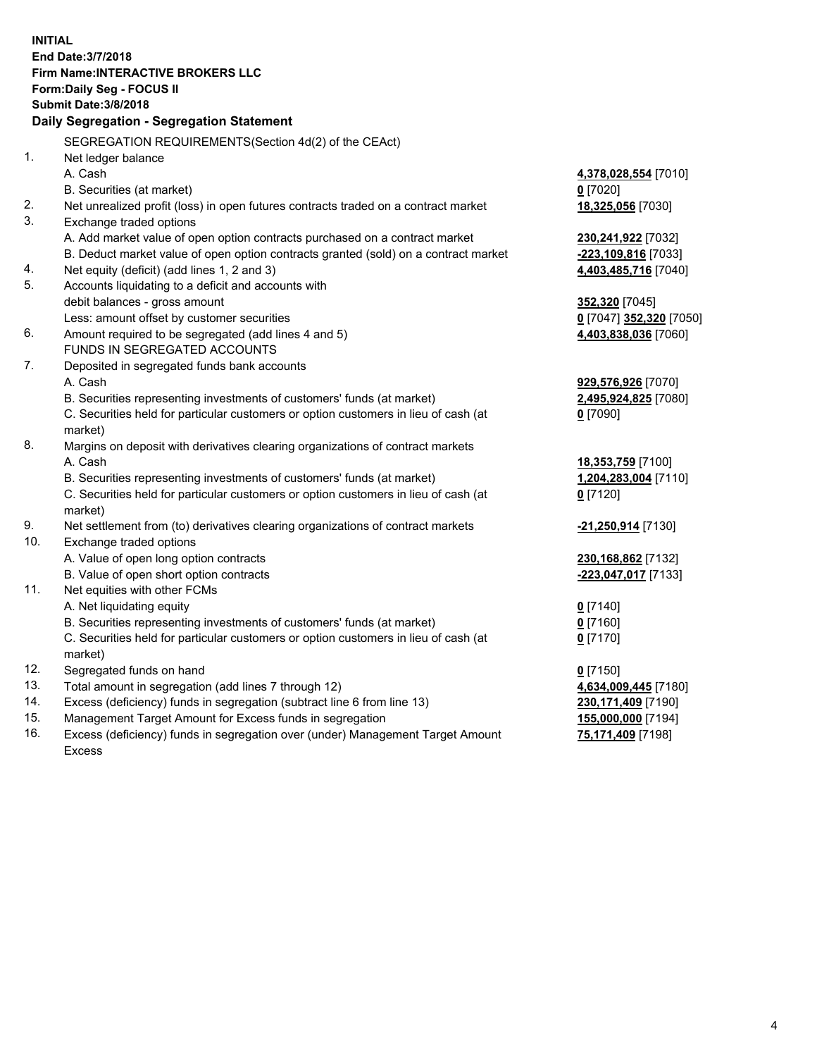**INITIAL**
**End Date:3/7/2018**
**Firm Name:INTERACTIVE BROKERS LLC**
**Form:Daily Seg - FOCUS II**
**Submit Date:3/8/2018**

## Daily Segregation - Segregation Statement

SEGREGATION REQUIREMENTS(Section 4d(2) of the CEAct)

| | | |
|---|---|---|
| 1. | Net ledger balance | |
| | A. Cash | **4,378,028,554** [7010] |
| | B. Securities (at market) | **0** [7020] |
| 2. | Net unrealized profit (loss) in open futures contracts traded on a contract market | **18,325,056** [7030] |
| 3. | Exchange traded options | |
| | A. Add market value of open option contracts purchased on a contract market | **230,241,922** [7032] |
| | B. Deduct market value of open option contracts granted (sold) on a contract market | **-223,109,816** [7033] |
| 4. | Net equity (deficit) (add lines 1, 2 and 3) | **4,403,485,716** [7040] |
| 5. | Accounts liquidating to a deficit and accounts with | |
| | debit balances - gross amount | **352,320** [7045] |
| | Less: amount offset by customer securities | **0** [7047] **352,320** [7050] |
| 6. | Amount required to be segregated (add lines 4 and 5) | **4,403,838,036** [7060] |
| | FUNDS IN SEGREGATED ACCOUNTS | |
| 7. | Deposited in segregated funds bank accounts | |
| | A. Cash | **929,576,926** [7070] |
| | B. Securities representing investments of customers' funds (at market) | **2,495,924,825** [7080] |
| | C. Securities held for particular customers or option customers in lieu of cash (at market) | **0** [7090] |
| 8. | Margins on deposit with derivatives clearing organizations of contract markets | |
| | A. Cash | **18,353,759** [7100] |
| | B. Securities representing investments of customers' funds (at market) | **1,204,283,004** [7110] |
| | C. Securities held for particular customers or option customers in lieu of cash (at market) | **0** [7120] |
| 9. | Net settlement from (to) derivatives clearing organizations of contract markets | **-21,250,914** [7130] |
| 10. | Exchange traded options | |
| | A. Value of open long option contracts | **230,168,862** [7132] |
| | B. Value of open short option contracts | **-223,047,017** [7133] |
| 11. | Net equities with other FCMs | |
| | A. Net liquidating equity | **0** [7140] |
| | B. Securities representing investments of customers' funds (at market) | **0** [7160] |
| | C. Securities held for particular customers or option customers in lieu of cash (at market) | **0** [7170] |
| 12. | Segregated funds on hand | **0** [7150] |
| 13. | Total amount in segregation (add lines 7 through 12) | **4,634,009,445** [7180] |
| 14. | Excess (deficiency) funds in segregation (subtract line 6 from line 13) | **230,171,409** [7190] |
| 15. | Management Target Amount for Excess funds in segregation | **155,000,000** [7194] |
| 16. | Excess (deficiency) funds in segregation over (under) Management Target Amount Excess | **75,171,409** [7198] |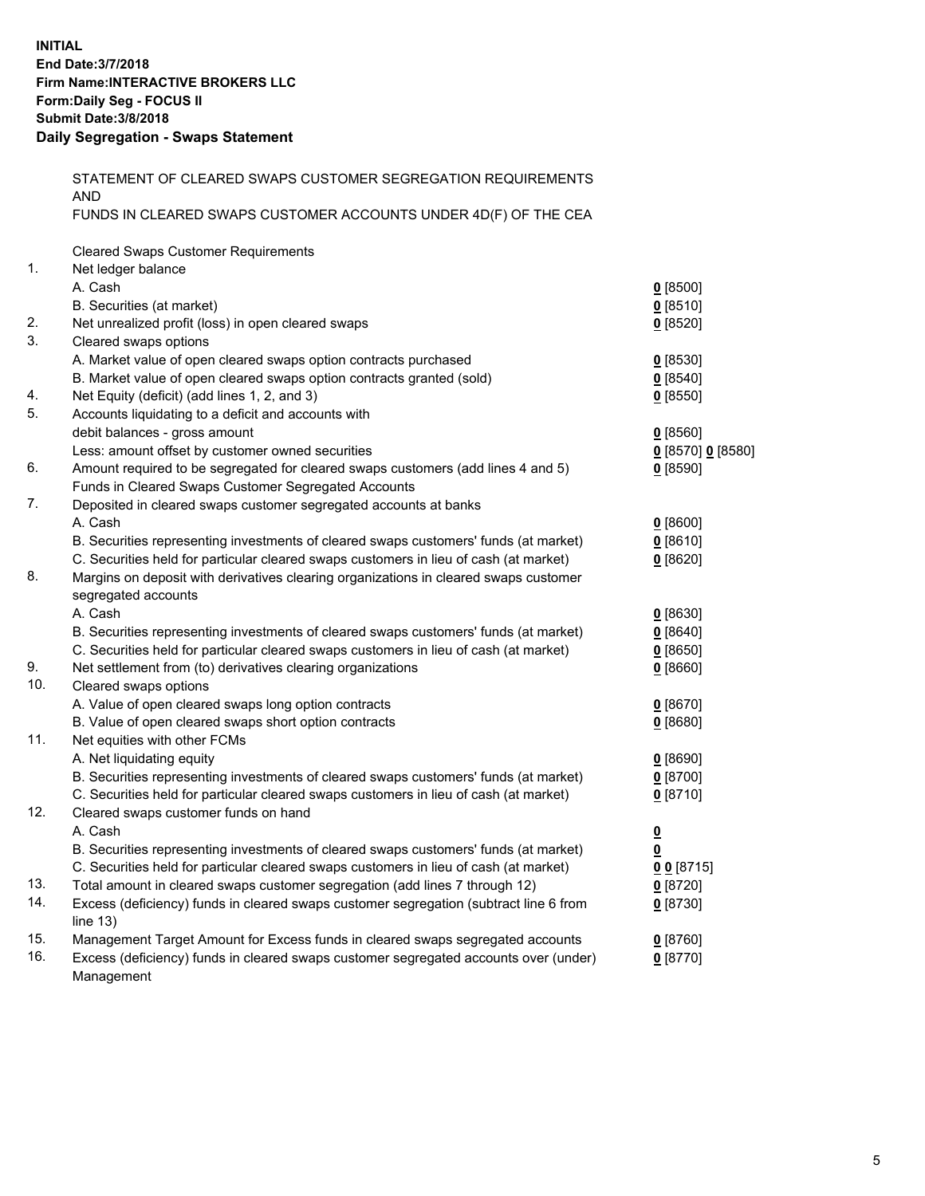**INITIAL**
**End Date:3/7/2018**
**Firm Name:INTERACTIVE BROKERS LLC**
**Form:Daily Seg - FOCUS II**
**Submit Date:3/8/2018**
**Daily Segregation - Swaps Statement**

STATEMENT OF CLEARED SWAPS CUSTOMER SEGREGATION REQUIREMENTS AND FUNDS IN CLEARED SWAPS CUSTOMER ACCOUNTS UNDER 4D(F) OF THE CEA

| | | |
|---|---|---|
| | Cleared Swaps Customer Requirements | |
| 1. | Net ledger balance | |
| | A. Cash | 0 [8500] |
| | B. Securities (at market) | 0 [8510] |
| 2. | Net unrealized profit (loss) in open cleared swaps | 0 [8520] |
| 3. | Cleared swaps options | |
| | A. Market value of open cleared swaps option contracts purchased | 0 [8530] |
| | B. Market value of open cleared swaps option contracts granted (sold) | 0 [8540] |
| 4. | Net Equity (deficit) (add lines 1, 2, and 3) | 0 [8550] |
| 5. | Accounts liquidating to a deficit and accounts with debit balances - gross amount | 0 [8560] |
| | Less: amount offset by customer owned securities | 0 [8570] 0 [8580] |
| 6. | Amount required to be segregated for cleared swaps customers (add lines 4 and 5) | 0 [8590] |
| | Funds in Cleared Swaps Customer Segregated Accounts | |
| 7. | Deposited in cleared swaps customer segregated accounts at banks | |
| | A. Cash | 0 [8600] |
| | B. Securities representing investments of cleared swaps customers' funds (at market) | 0 [8610] |
| | C. Securities held for particular cleared swaps customers in lieu of cash (at market) | 0 [8620] |
| 8. | Margins on deposit with derivatives clearing organizations in cleared swaps customer segregated accounts | |
| | A. Cash | 0 [8630] |
| | B. Securities representing investments of cleared swaps customers' funds (at market) | 0 [8640] |
| | C. Securities held for particular cleared swaps customers in lieu of cash (at market) | 0 [8650] |
| 9. | Net settlement from (to) derivatives clearing organizations | 0 [8660] |
| 10. | Cleared swaps options | |
| | A. Value of open cleared swaps long option contracts | 0 [8670] |
| | B. Value of open cleared swaps short option contracts | 0 [8680] |
| 11. | Net equities with other FCMs | |
| | A. Net liquidating equity | 0 [8690] |
| | B. Securities representing investments of cleared swaps customers' funds (at market) | 0 [8700] |
| | C. Securities held for particular cleared swaps customers in lieu of cash (at market) | 0 [8710] |
| 12. | Cleared swaps customer funds on hand | |
| | A. Cash | 0 |
| | B. Securities representing investments of cleared swaps customers' funds (at market) | 0 |
| | C. Securities held for particular cleared swaps customers in lieu of cash (at market) | 0 0 [8715] |
| 13. | Total amount in cleared swaps customer segregation (add lines 7 through 12) | 0 [8720] |
| 14. | Excess (deficiency) funds in cleared swaps customer segregation (subtract line 6 from line 13) | 0 [8730] |
| 15. | Management Target Amount for Excess funds in cleared swaps segregated accounts | 0 [8760] |
| 16. | Excess (deficiency) funds in cleared swaps customer segregated accounts over (under) Management | 0 [8770] |